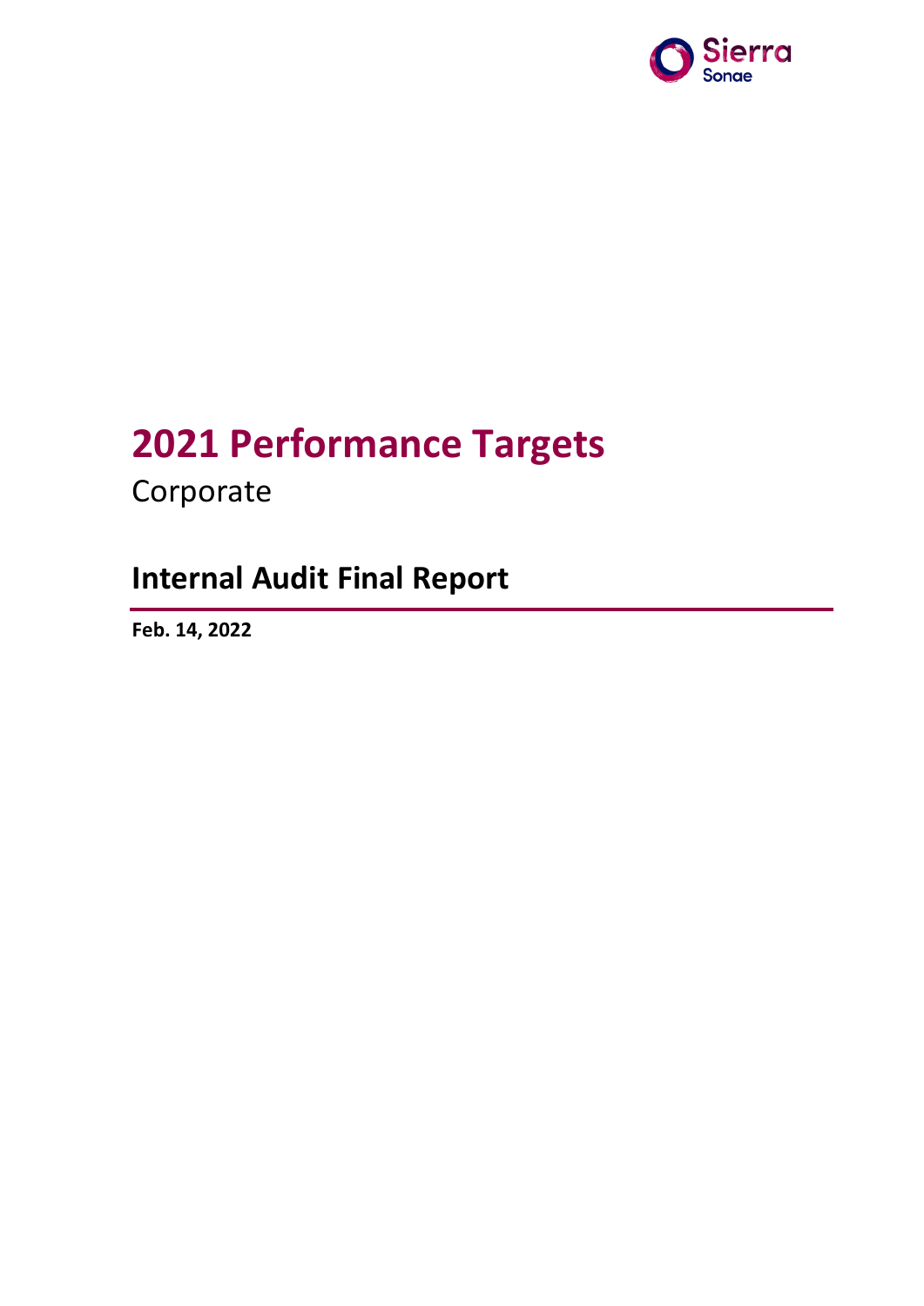Sierra
Sonae

# 2021 Performance Targets

Corporate

## Internal Audit Final Report

**Feb. 14, 2022**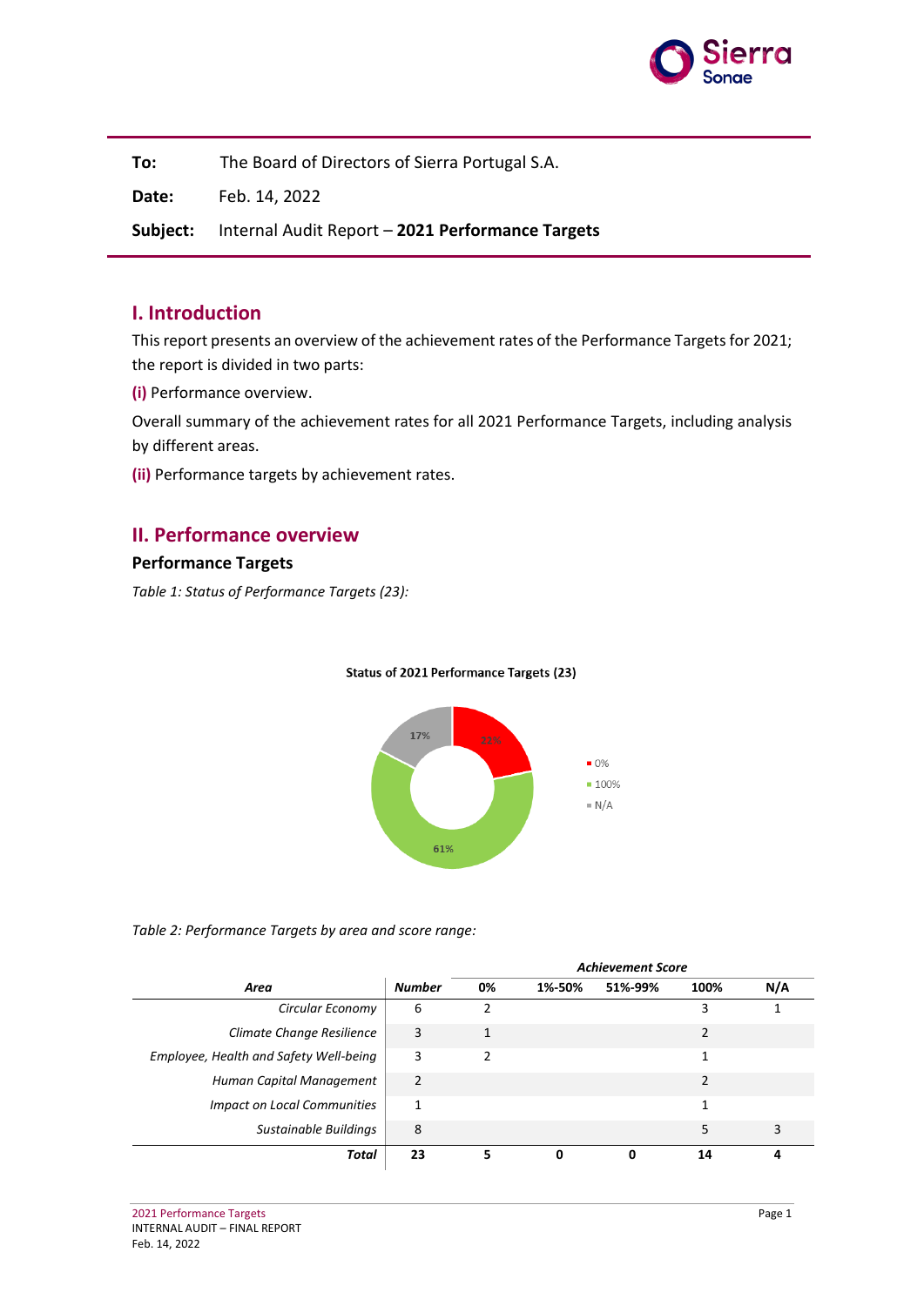| **To:** | The Board of Directors of Sierra Portugal S.A. |
|---|---|
| **Date:** | Feb. 14, 2022 |
| **Subject:** | Internal Audit Report – **2021 Performance Targets** |

## I. Introduction

This report presents an overview of the achievement rates of the Performance Targets for 2021; the report is divided in two parts:

**(i)** Performance overview.

Overall summary of the achievement rates for all 2021 Performance Targets, including analysis by different areas.

**(ii)** Performance targets by achievement rates.

## II. Performance overview

### Performance Targets

*Table 1: Status of Performance Targets (23):*

**Status of 2021 Performance Targets (23)**

| Status | Share |
|---|---|
| 0% | 22% |
| 100% | 61% |
| N/A | 17% |

*Table 2: Performance Targets by area and score range:*

| *Area* | *Number* | *Achievement Score* | | | | |
|---|---|---|---|---|---|---|
| | | *0%* | *1%-50%* | *51%-99%* | *100%* | *N/A* |
| *Circular Economy* | 6 | 2 | | | 3 | 1 |
| *Climate Change Resilience* | 3 | 1 | | | 2 | |
| *Employee, Health and Safety Well-being* | 3 | 2 | | | 1 | |
| *Human Capital Management* | 2 | | | | 2 | |
| *Impact on Local Communities* | 1 | | | | 1 | |
| *Sustainable Buildings* | 8 | | | | 5 | 3 |
| ***Total*** | **23** | **5** | **0** | **0** | **14** | **4** |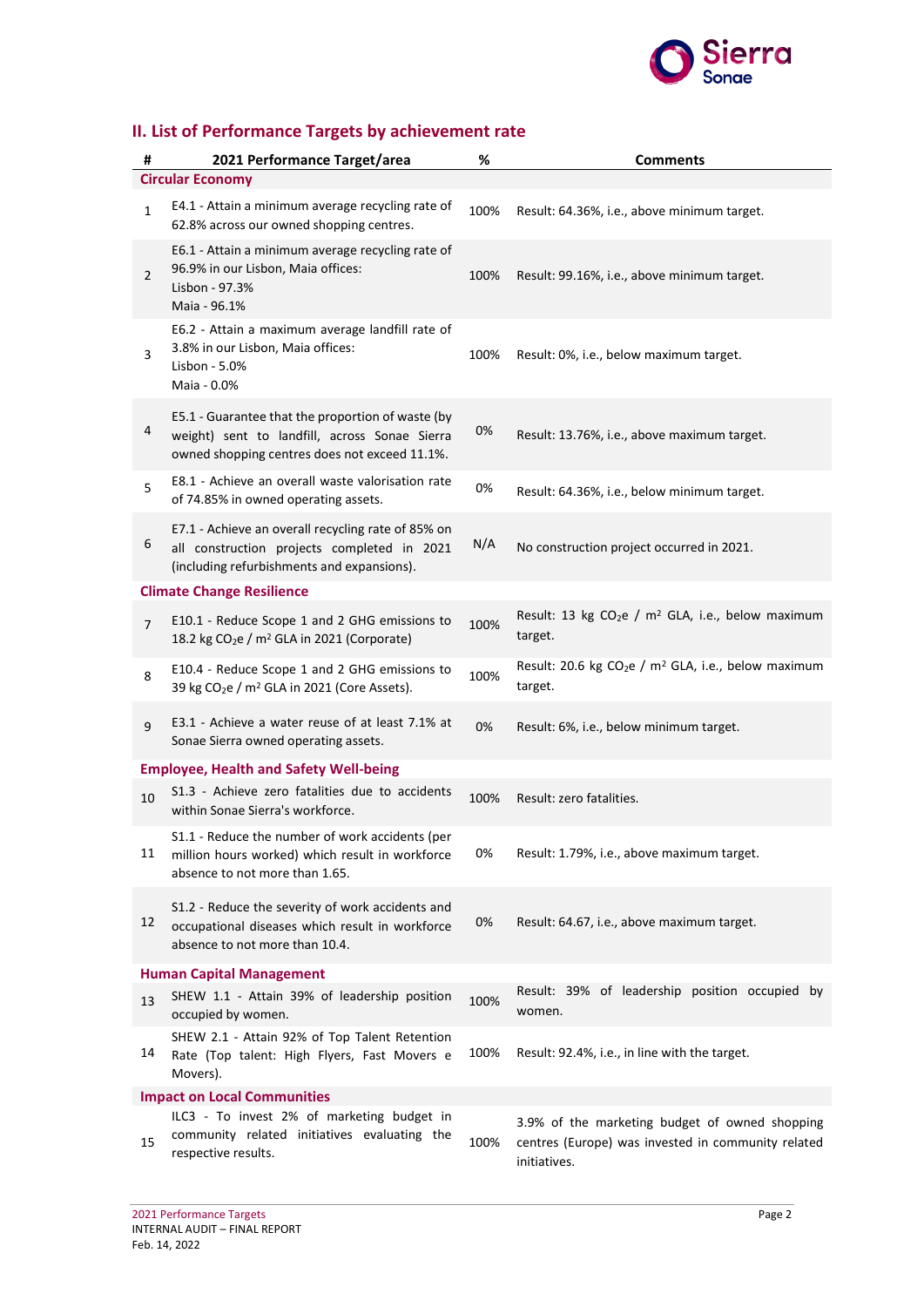## II. List of Performance Targets by achievement rate

| # | 2021 Performance Target/area | % | Comments |
|---|---|---|---|
| **Circular Economy** | | | |
| 1 | E4.1 - Attain a minimum average recycling rate of 62.8% across our owned shopping centres. | 100% | Result: 64.36%, i.e., above minimum target. |
| 2 | E6.1 - Attain a minimum average recycling rate of 96.9% in our Lisbon, Maia offices:<br>Lisbon - 97.3%<br>Maia - 96.1% | 100% | Result: 99.16%, i.e., above minimum target. |
| 3 | E6.2 - Attain a maximum average landfill rate of 3.8% in our Lisbon, Maia offices:<br>Lisbon - 5.0%<br>Maia - 0.0% | 100% | Result: 0%, i.e., below maximum target. |
| 4 | E5.1 - Guarantee that the proportion of waste (by weight) sent to landfill, across Sonae Sierra owned shopping centres does not exceed 11.1%. | 0% | Result: 13.76%, i.e., above maximum target. |
| 5 | E8.1 - Achieve an overall waste valorisation rate of 74.85% in owned operating assets. | 0% | Result: 64.36%, i.e., below minimum target. |
| 6 | E7.1 - Achieve an overall recycling rate of 85% on all construction projects completed in 2021 (including refurbishments and expansions). | N/A | No construction project occurred in 2021. |
| **Climate Change Resilience** | | | |
| 7 | E10.1 - Reduce Scope 1 and 2 GHG emissions to 18.2 kg $CO_2e$ / $m^2$ GLA in 2021 (Corporate) | 100% | Result: 13 kg $CO_2e$ / $m^2$ GLA, i.e., below maximum target. |
| 8 | E10.4 - Reduce Scope 1 and 2 GHG emissions to 39 kg $CO_2e$ / $m^2$ GLA in 2021 (Core Assets). | 100% | Result: 20.6 kg $CO_2e$ / $m^2$ GLA, i.e., below maximum target. |
| 9 | E3.1 - Achieve a water reuse of at least 7.1% at Sonae Sierra owned operating assets. | 0% | Result: 6%, i.e., below minimum target. |
| **Employee, Health and Safety Well-being** | | | |
| 10 | S1.3 - Achieve zero fatalities due to accidents within Sonae Sierra's workforce. | 100% | Result: zero fatalities. |
| 11 | S1.1 - Reduce the number of work accidents (per million hours worked) which result in workforce absence to not more than 1.65. | 0% | Result: 1.79%, i.e., above maximum target. |
| 12 | S1.2 - Reduce the severity of work accidents and occupational diseases which result in workforce absence to not more than 10.4. | 0% | Result: 64.67, i.e., above maximum target. |
| **Human Capital Management** | | | |
| 13 | SHEW 1.1 - Attain 39% of leadership position occupied by women. | 100% | Result: 39% of leadership position occupied by women. |
| 14 | SHEW 2.1 - Attain 92% of Top Talent Retention Rate (Top talent: High Flyers, Fast Movers e Movers). | 100% | Result: 92.4%, i.e., in line with the target. |
| **Impact on Local Communities** | | | |
| 15 | ILC3 - To invest 2% of marketing budget in community related initiatives evaluating the respective results. | 100% | 3.9% of the marketing budget of owned shopping centres (Europe) was invested in community related initiatives. |

2021 Performance Targets
INTERNAL AUDIT – FINAL REPORT
Feb. 14, 2022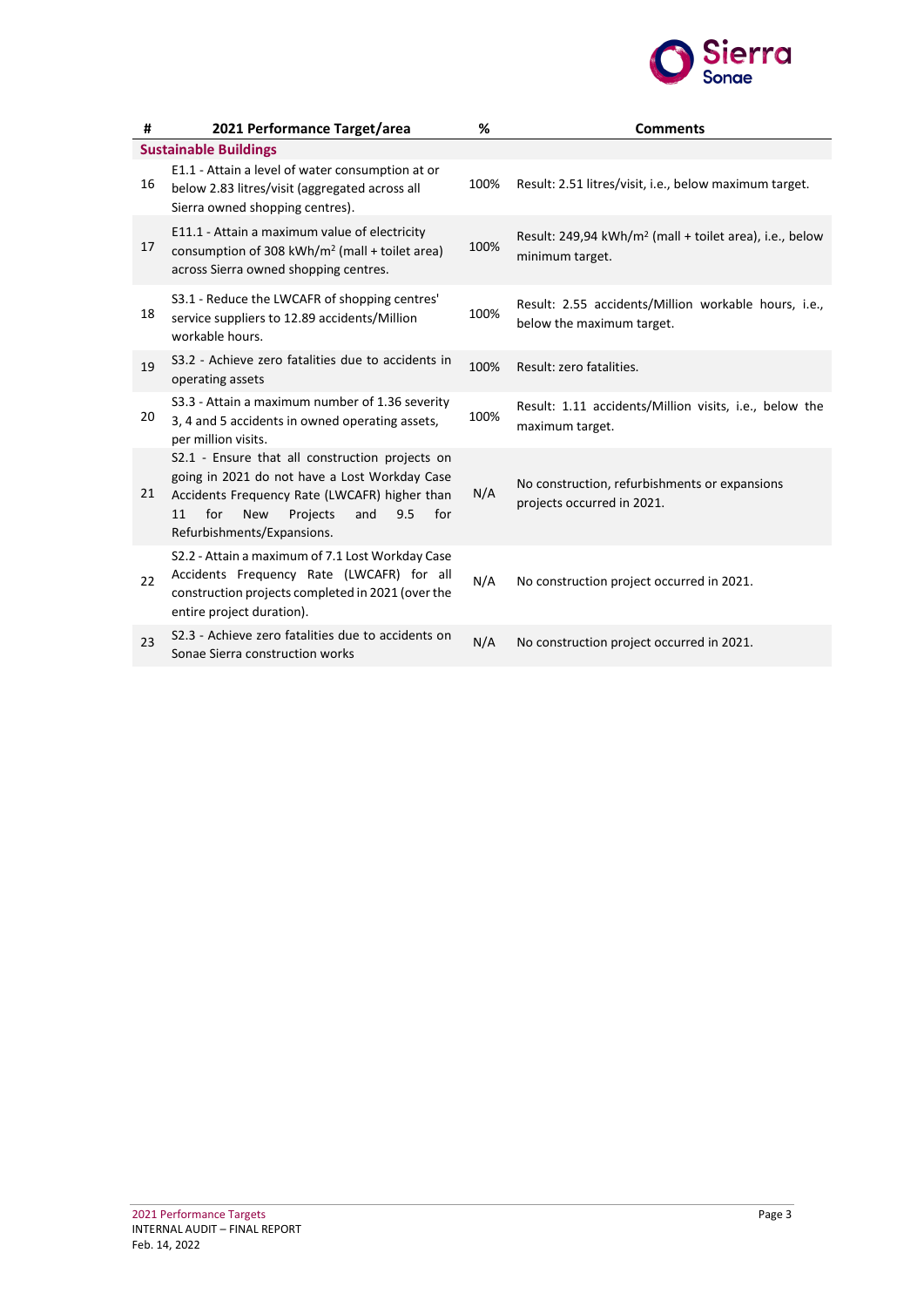| # | 2021 Performance Target/area | % | Comments |
|---|---|---|---|
| **Sustainable Buildings** | | | |
| 16 | E1.1 - Attain a level of water consumption at or below 2.83 litres/visit (aggregated across all Sierra owned shopping centres). | 100% | Result: 2.51 litres/visit, i.e., below maximum target. |
| 17 | E11.1 - Attain a maximum value of electricity consumption of 308 kWh/m$^2$ (mall + toilet area) across Sierra owned shopping centres. | 100% | Result: 249,94 kWh/m$^2$ (mall + toilet area), i.e., below minimum target. |
| 18 | S3.1 - Reduce the LWCAFR of shopping centres' service suppliers to 12.89 accidents/Million workable hours. | 100% | Result: 2.55 accidents/Million workable hours, i.e., below the maximum target. |
| 19 | S3.2 - Achieve zero fatalities due to accidents in operating assets | 100% | Result: zero fatalities. |
| 20 | S3.3 - Attain a maximum number of 1.36 severity 3, 4 and 5 accidents in owned operating assets, per million visits. | 100% | Result: 1.11 accidents/Million visits, i.e., below the maximum target. |
| 21 | S2.1 - Ensure that all construction projects on going in 2021 do not have a Lost Workday Case Accidents Frequency Rate (LWCAFR) higher than 11 for New Projects and 9.5 for Refurbishments/Expansions. | N/A | No construction, refurbishments or expansions projects occurred in 2021. |
| 22 | S2.2 - Attain a maximum of 7.1 Lost Workday Case Accidents Frequency Rate (LWCAFR) for all construction projects completed in 2021 (over the entire project duration). | N/A | No construction project occurred in 2021. |
| 23 | S2.3 - Achieve zero fatalities due to accidents on Sonae Sierra construction works | N/A | No construction project occurred in 2021. |